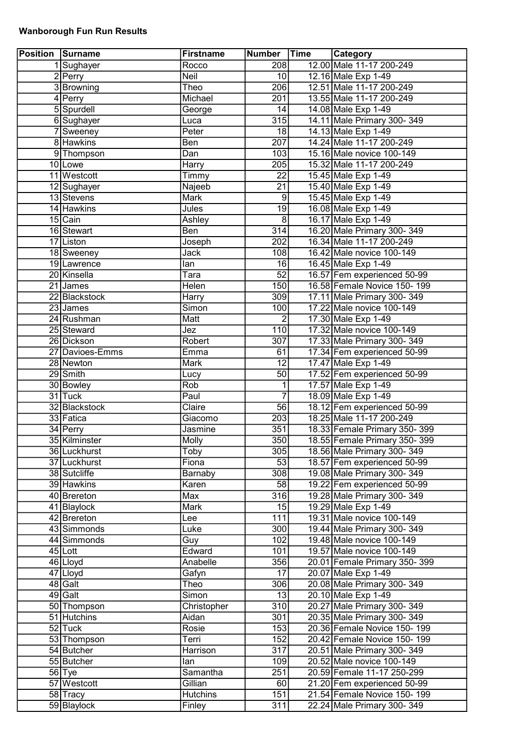**Wanborough Fun Run Results**

| Position | Surname | Firstname | Number | Time | Category |
|---|---|---|---|---|---|
| 1 | Sughayer | Rocco | 208 | 12.00 | Male 11-17 200-249 |
| 2 | Perry | Neil | 10 | 12.16 | Male Exp 1-49 |
| 3 | Browning | Theo | 206 | 12.51 | Male 11-17 200-249 |
| 4 | Perry | Michael | 201 | 13.55 | Male 11-17 200-249 |
| 5 | Spurdell | George | 14 | 14.08 | Male Exp 1-49 |
| 6 | Sughayer | Luca | 315 | 14.11 | Male Primary 300- 349 |
| 7 | Sweeney | Peter | 18 | 14.13 | Male Exp 1-49 |
| 8 | Hawkins | Ben | 207 | 14.24 | Male 11-17 200-249 |
| 9 | Thompson | Dan | 103 | 15.16 | Male novice 100-149 |
| 10 | Lowe | Harry | 205 | 15.32 | Male 11-17 200-249 |
| 11 | Westcott | Timmy | 22 | 15.45 | Male Exp 1-49 |
| 12 | Sughayer | Najeeb | 21 | 15.40 | Male Exp 1-49 |
| 13 | Stevens | Mark | 9 | 15.45 | Male Exp 1-49 |
| 14 | Hawkins | Jules | 19 | 16.08 | Male Exp 1-49 |
| 15 | Cain | Ashley | 8 | 16.17 | Male Exp 1-49 |
| 16 | Stewart | Ben | 314 | 16.20 | Male Primary 300- 349 |
| 17 | Liston | Joseph | 202 | 16.34 | Male 11-17 200-249 |
| 18 | Sweeney | Jack | 108 | 16.42 | Male novice 100-149 |
| 19 | Lawrence | Ian | 16 | 16.45 | Male Exp 1-49 |
| 20 | Kinsella | Tara | 52 | 16.57 | Fem experienced 50-99 |
| 21 | James | Helen | 150 | 16.58 | Female Novice 150- 199 |
| 22 | Blackstock | Harry | 309 | 17.11 | Male Primary 300- 349 |
| 23 | James | Simon | 100 | 17.22 | Male novice 100-149 |
| 24 | Rushman | Matt | 2 | 17.30 | Male Exp 1-49 |
| 25 | Steward | Jez | 110 | 17.32 | Male novice 100-149 |
| 26 | Dickson | Robert | 307 | 17.33 | Male Primary 300- 349 |
| 27 | Davioes-Emms | Emma | 61 | 17.34 | Fem experienced 50-99 |
| 28 | Newton | Mark | 12 | 17.47 | Male Exp 1-49 |
| 29 | Smith | Lucy | 50 | 17.52 | Fem experienced 50-99 |
| 30 | Bowley | Rob | 1 | 17.57 | Male Exp 1-49 |
| 31 | Tuck | Paul | 7 | 18.09 | Male Exp 1-49 |
| 32 | Blackstock | Claire | 56 | 18.12 | Fem experienced 50-99 |
| 33 | Fatica | Giacomo | 203 | 18.25 | Male 11-17 200-249 |
| 34 | Perry | Jasmine | 351 | 18.33 | Female Primary 350- 399 |
| 35 | Kilminster | Molly | 350 | 18.55 | Female Primary 350- 399 |
| 36 | Luckhurst | Toby | 305 | 18.56 | Male Primary 300- 349 |
| 37 | Luckhurst | Fiona | 53 | 18.57 | Fem experienced 50-99 |
| 38 | Sutcliffe | Barnaby | 308 | 19.08 | Male Primary 300- 349 |
| 39 | Hawkins | Karen | 58 | 19.22 | Fem experienced 50-99 |
| 40 | Brereton | Max | 316 | 19.28 | Male Primary 300- 349 |
| 41 | Blaylock | Mark | 15 | 19.29 | Male Exp 1-49 |
| 42 | Brereton | Lee | 111 | 19.31 | Male novice 100-149 |
| 43 | Simmonds | Luke | 300 | 19.44 | Male Primary 300- 349 |
| 44 | Simmonds | Guy | 102 | 19.48 | Male novice 100-149 |
| 45 | Lott | Edward | 101 | 19.57 | Male novice 100-149 |
| 46 | Lloyd | Anabelle | 356 | 20.01 | Female Primary 350- 399 |
| 47 | Lloyd | Gafyn | 17 | 20.07 | Male Exp 1-49 |
| 48 | Galt | Theo | 306 | 20.08 | Male Primary 300- 349 |
| 49 | Galt | Simon | 13 | 20.10 | Male Exp 1-49 |
| 50 | Thompson | Christopher | 310 | 20.27 | Male Primary 300- 349 |
| 51 | Hutchins | Aidan | 301 | 20.35 | Male Primary 300- 349 |
| 52 | Tuck | Rosie | 153 | 20.36 | Female Novice 150- 199 |
| 53 | Thompson | Terri | 152 | 20.42 | Female Novice 150- 199 |
| 54 | Butcher | Harrison | 317 | 20.51 | Male Primary 300- 349 |
| 55 | Butcher | Ian | 109 | 20.52 | Male novice 100-149 |
| 56 | Tye | Samantha | 251 | 20.59 | Female 11-17 250-299 |
| 57 | Westcott | Gillian | 60 | 21.20 | Fem experienced 50-99 |
| 58 | Tracy | Hutchins | 151 | 21.54 | Female Novice 150- 199 |
| 59 | Blaylock | Finley | 311 | 22.24 | Male Primary 300- 349 |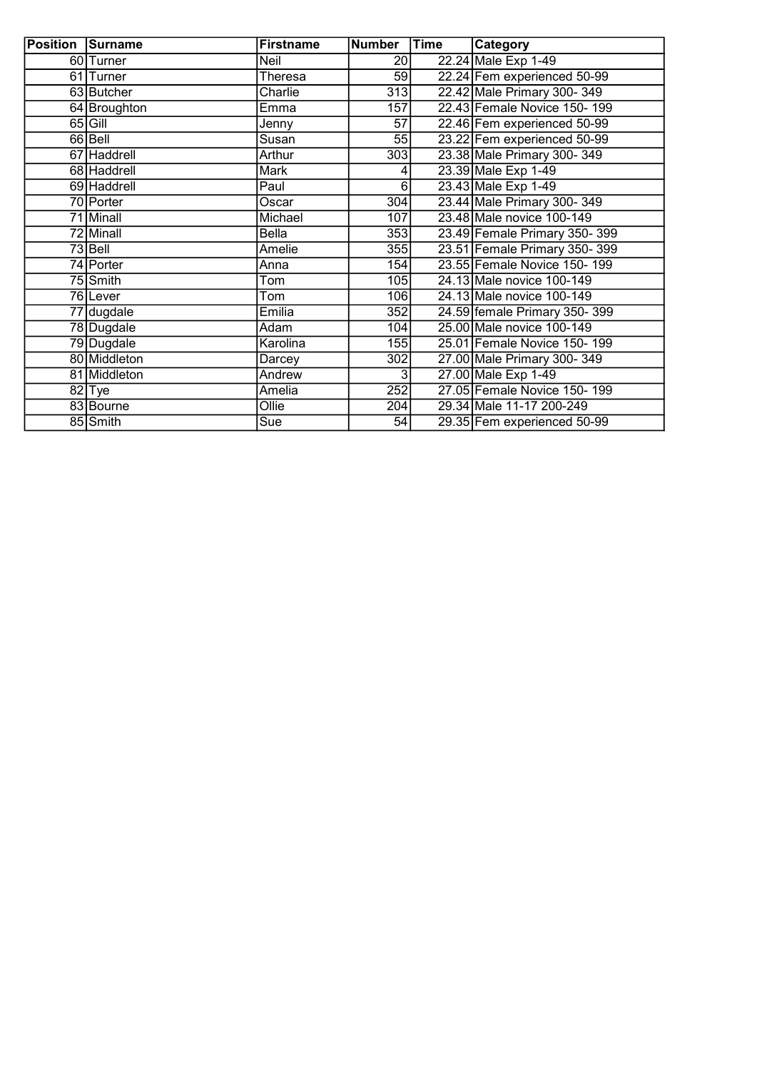| Position | Surname | Firstname | Number | Time | Category |
|---|---|---|---|---|---|
| 60 | Turner | Neil | 20 | 22.24 | Male Exp 1-49 |
| 61 | Turner | Theresa | 59 | 22.24 | Fem experienced 50-99 |
| 63 | Butcher | Charlie | 313 | 22.42 | Male Primary 300- 349 |
| 64 | Broughton | Emma | 157 | 22.43 | Female Novice 150- 199 |
| 65 | Gill | Jenny | 57 | 22.46 | Fem experienced 50-99 |
| 66 | Bell | Susan | 55 | 23.22 | Fem experienced 50-99 |
| 67 | Haddrell | Arthur | 303 | 23.38 | Male Primary 300- 349 |
| 68 | Haddrell | Mark | 4 | 23.39 | Male Exp 1-49 |
| 69 | Haddrell | Paul | 6 | 23.43 | Male Exp 1-49 |
| 70 | Porter | Oscar | 304 | 23.44 | Male Primary 300- 349 |
| 71 | Minall | Michael | 107 | 23.48 | Male novice 100-149 |
| 72 | Minall | Bella | 353 | 23.49 | Female Primary 350- 399 |
| 73 | Bell | Amelie | 355 | 23.51 | Female Primary 350- 399 |
| 74 | Porter | Anna | 154 | 23.55 | Female Novice 150- 199 |
| 75 | Smith | Tom | 105 | 24.13 | Male novice 100-149 |
| 76 | Lever | Tom | 106 | 24.13 | Male novice 100-149 |
| 77 | dugdale | Emilia | 352 | 24.59 | female Primary 350- 399 |
| 78 | Dugdale | Adam | 104 | 25.00 | Male novice 100-149 |
| 79 | Dugdale | Karolina | 155 | 25.01 | Female Novice 150- 199 |
| 80 | Middleton | Darcey | 302 | 27.00 | Male Primary 300- 349 |
| 81 | Middleton | Andrew | 3 | 27.00 | Male Exp 1-49 |
| 82 | Tye | Amelia | 252 | 27.05 | Female Novice 150- 199 |
| 83 | Bourne | Ollie | 204 | 29.34 | Male 11-17 200-249 |
| 85 | Smith | Sue | 54 | 29.35 | Fem experienced 50-99 |